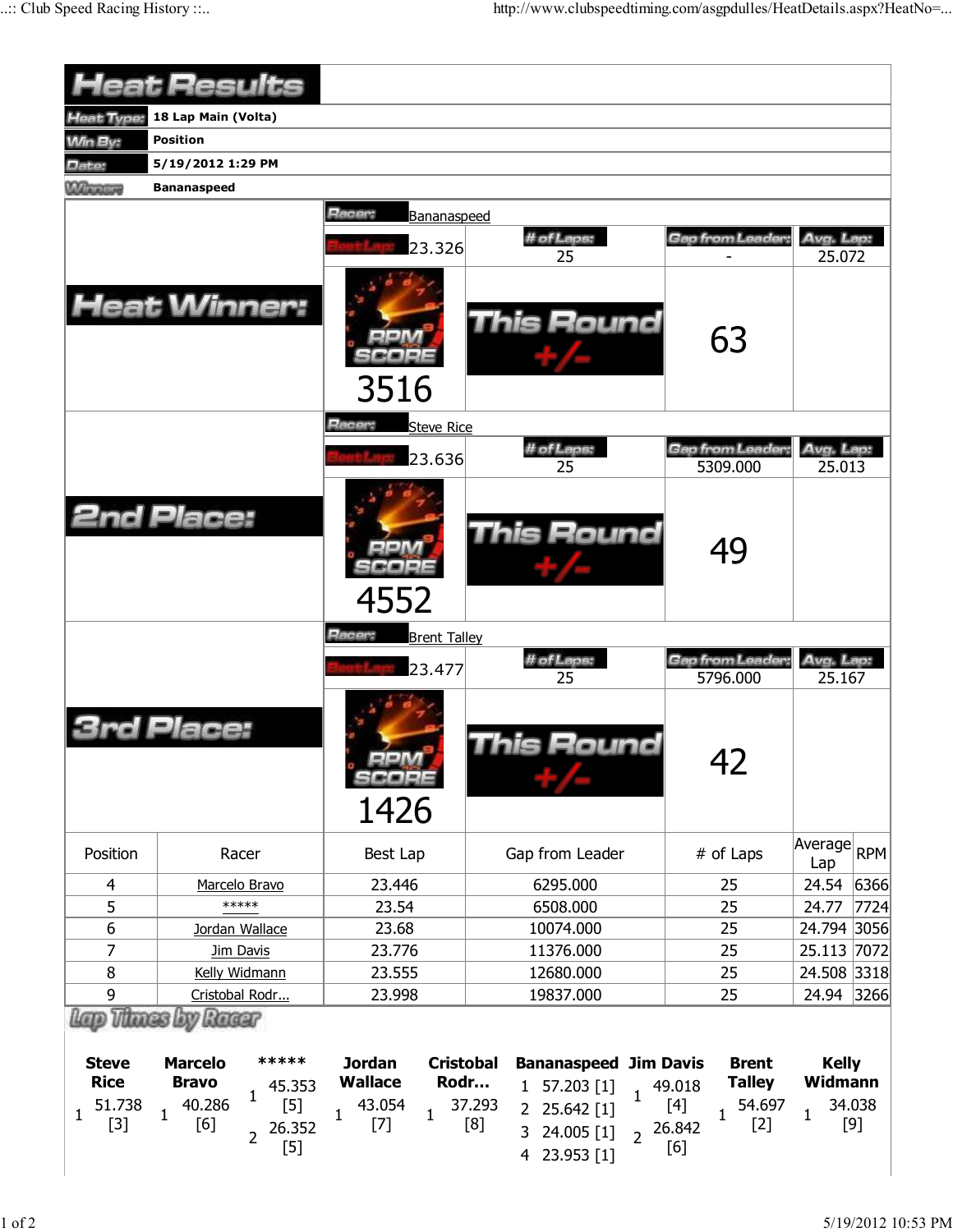# Heat Results

| | |
|---|---|
| Heat Type: | 18 Lap Main (Volta) |
| Win By: | Position |
| Date: | 5/19/2012 1:29 PM |
| Winner: | Bananaspeed |

## Heat Winner:

Racer: Bananaspeed

| Best Lap | # of Laps | Gap from Leader | Avg. Lap |
|---|---|---|---|
| 23.326 | 25 | - | 25.072 |

RPM SCORE: 3516

This Round +/-: 63

## 2nd Place:

Racer: Steve Rice

| Best Lap | # of Laps | Gap from Leader | Avg. Lap |
|---|---|---|---|
| 23.636 | 25 | 5309.000 | 25.013 |

RPM SCORE: 4552

This Round +/-: 49

## 3rd Place:

Racer: Brent Talley

| Best Lap | # of Laps | Gap from Leader | Avg. Lap |
|---|---|---|---|
| 23.477 | 25 | 5796.000 | 25.167 |

RPM SCORE: 1426

This Round +/-: 42

| Position | Racer | Best Lap | Gap from Leader | # of Laps | Average Lap | RPM |
|---|---|---|---|---|---|---|
| 4 | Marcelo Bravo | 23.446 | 6295.000 | 25 | 24.54 | 6366 |
| 5 | ***** | 23.54 | 6508.000 | 25 | 24.77 | 7724 |
| 6 | Jordan Wallace | 23.68 | 10074.000 | 25 | 24.794 | 3056 |
| 7 | Jim Davis | 23.776 | 11376.000 | 25 | 25.113 | 7072 |
| 8 | Kelly Widmann | 23.555 | 12680.000 | 25 | 24.508 | 3318 |
| 9 | Cristobal Rodr... | 23.998 | 19837.000 | 25 | 24.94 | 3266 |

## Lap Times by Racer

| Lap | Steve Rice | Marcelo Bravo | ***** | Jordan Wallace | Cristobal Rodr... | Bananaspeed | Jim Davis | Brent Talley | Kelly Widmann |
|---|---|---|---|---|---|---|---|---|---|
| 1 | 51.738 [3] | 40.286 [6] | 45.353 [5] | 43.054 [7] | 37.293 [8] | 57.203 [1] | 49.018 [4] | 54.697 [2] | 34.038 [9] |
| 2 | | | 26.352 [5] | | | 25.642 [1] | 26.842 [6] | | |
| 3 | | | | | | 24.005 [1] | | | |
| 4 | | | | | | 23.953 [1] | | | |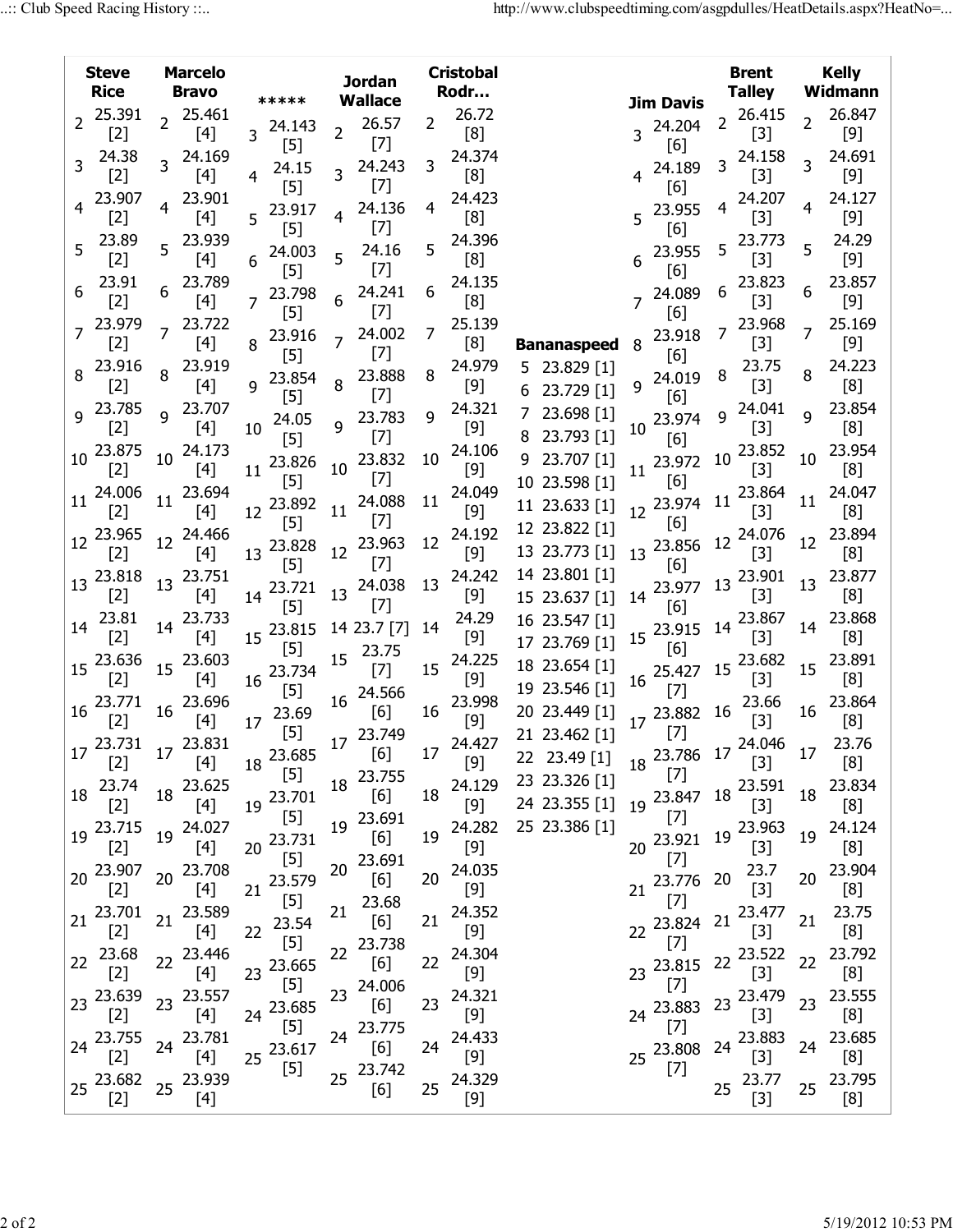| Steve Rice | Marcelo Bravo | ***** | Jordan Wallace | Cristobal Rodr... | Bananaspeed | Jim Davis | Brent Talley | Kelly Widmann |
|---|---|---|---|---|---|---|---|---|
| 2 25.391 [2] | 2 25.461 [4] | 3 24.143 [5] | 2 26.57 [7] | 2 26.72 [8] | 5 23.829 [1] | 3 24.204 [6] | 2 26.415 [3] | 2 26.847 [9] |
| 3 24.38 [2] | 3 24.169 [4] | 4 24.15 [5] | 3 24.243 [7] | 3 24.374 [8] | 6 23.729 [1] | 4 24.189 [6] | 3 24.158 [3] | 3 24.691 [9] |
| 4 23.907 [2] | 4 23.901 [4] | 5 23.917 [5] | 4 24.136 [7] | 4 24.423 [8] | 7 23.698 [1] | 5 23.955 [6] | 4 24.207 [3] | 4 24.127 [9] |
| 5 23.89 [2] | 5 23.939 [4] | 6 24.003 [5] | 5 24.16 [7] | 5 24.396 [8] | 8 23.793 [1] | 6 23.955 [6] | 5 23.773 [3] | 5 24.29 [9] |
| 6 23.91 [2] | 6 23.789 [4] | 7 23.798 [5] | 6 24.241 [7] | 6 24.135 [8] | 9 23.707 [1] | 7 24.089 [6] | 6 23.823 [3] | 6 23.857 [9] |
| 7 23.979 [2] | 7 23.722 [4] | 8 23.916 [5] | 7 24.002 [7] | 7 25.139 [8] | 10 23.598 [1] | 8 23.918 [6] | 7 23.968 [3] | 7 25.169 [9] |
| 8 23.916 [2] | 8 23.919 [4] | 9 23.854 [5] | 8 23.888 [7] | 8 24.979 [9] | 11 23.633 [1] | 9 24.019 [6] | 8 23.75 [3] | 8 24.223 [8] |
| 9 23.785 [2] | 9 23.707 [4] | 10 24.05 [5] | 9 23.783 [7] | 9 24.321 [9] | 12 23.822 [1] | 10 23.974 [6] | 9 24.041 [3] | 9 23.854 [8] |
| 10 23.875 [2] | 10 24.173 [4] | 11 23.826 [5] | 10 23.832 [7] | 10 24.106 [9] | 13 23.773 [1] | 11 23.972 [6] | 10 23.852 [3] | 10 23.954 [8] |
| 11 24.006 [2] | 11 23.694 [4] | 12 23.892 [5] | 11 24.088 [7] | 11 24.049 [9] | 14 23.801 [1] | 12 23.974 [6] | 11 23.864 [3] | 11 24.047 [8] |
| 12 23.965 [2] | 12 24.466 [4] | 13 23.828 [5] | 12 23.963 [7] | 12 24.192 [9] | 15 23.637 [1] | 13 23.856 [6] | 12 24.076 [3] | 12 23.894 [8] |
| 13 23.818 [2] | 13 23.751 [4] | 14 23.721 [5] | 13 24.038 [7] | 13 24.242 [9] | 16 23.547 [1] | 14 23.977 [6] | 13 23.901 [3] | 13 23.877 [8] |
| 14 23.81 [2] | 14 23.733 [4] | 15 23.815 [5] | 14 23.7 [7] | 14 24.29 [9] | 17 23.769 [1] | 15 23.915 [6] | 14 23.867 [3] | 14 23.868 [8] |
| 15 23.636 [2] | 15 23.603 [4] | 16 23.734 [5] | 15 23.75 [7] | 15 24.225 [9] | 18 23.654 [1] | 16 25.427 [7] | 15 23.682 [3] | 15 23.891 [8] |
| 16 23.771 [2] | 16 23.696 [4] | 17 23.69 [5] | 16 24.566 [6] | 16 23.998 [9] | 19 23.546 [1] | 17 23.882 [7] | 16 23.66 [3] | 16 23.864 [8] |
| 17 23.731 [2] | 17 23.831 [4] | 18 23.685 [5] | 17 23.749 [6] | 17 24.427 [9] | 20 23.449 [1] | 18 23.786 [7] | 17 24.046 [3] | 17 23.76 [8] |
| 18 23.74 [2] | 18 23.625 [4] | 19 23.701 [5] | 18 23.755 [6] | 18 24.129 [9] | 21 23.462 [1] | 19 23.847 [7] | 18 23.591 [3] | 18 23.834 [8] |
| 19 23.715 [2] | 19 24.027 [4] | 20 23.731 [5] | 19 23.691 [6] | 19 24.282 [9] | 22 23.49 [1] | 20 23.921 [7] | 19 23.963 [3] | 19 24.124 [8] |
| 20 23.907 [2] | 20 23.708 [4] | 21 23.579 [5] | 20 23.691 [6] | 20 24.035 [9] | 23 23.326 [1] | 21 23.776 [7] | 20 23.7 [3] | 20 23.904 [8] |
| 21 23.701 [2] | 21 23.589 [4] | 22 23.54 [5] | 21 23.68 [6] | 21 24.352 [9] | 24 23.355 [1] | 22 23.824 [7] | 21 23.477 [3] | 21 23.75 [8] |
| 22 23.68 [2] | 22 23.446 [4] | 23 23.665 [5] | 22 23.738 [6] | 22 24.304 [9] | 25 23.386 [1] | 23 23.815 [7] | 22 23.522 [3] | 22 23.792 [8] |
| 23 23.639 [2] | 23 23.557 [4] | 24 23.685 [5] | 23 24.006 [6] | 23 24.321 [9] | | 24 23.883 [7] | 23 23.479 [3] | 23 23.555 [8] |
| 24 23.755 [2] | 24 23.781 [4] | 25 23.617 [5] | 24 23.775 [6] | 24 24.433 [9] | | 25 23.808 [7] | 24 23.883 [3] | 24 23.685 [8] |
| 25 23.682 [2] | 25 23.939 [4] | | 25 23.742 [6] | 25 24.329 [9] | | | 25 23.77 [3] | 25 23.795 [8] |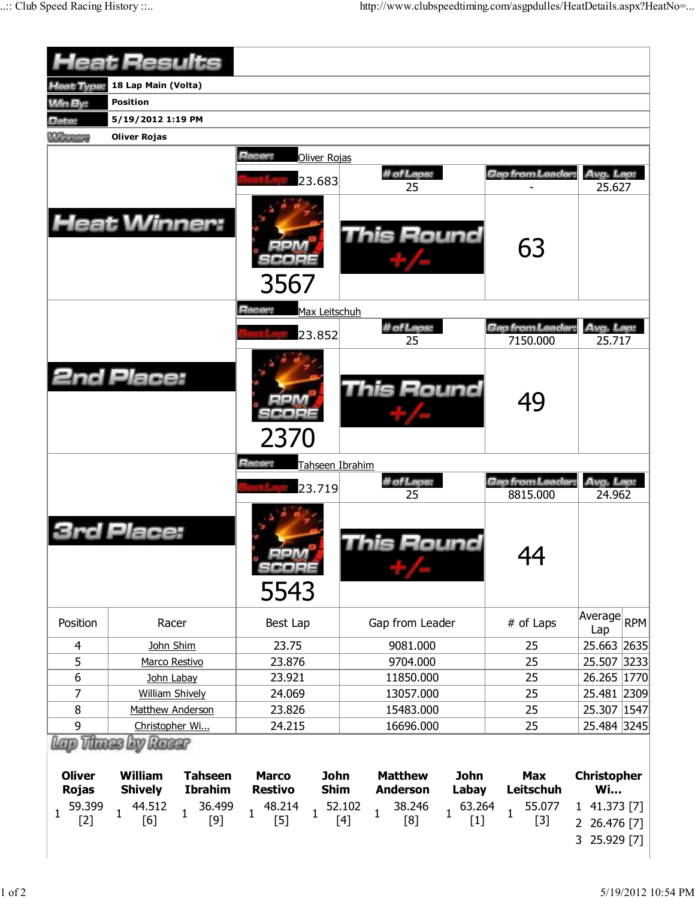# Heat Results

| | |
|---|---|
| **Heat Type:** | **18 Lap Main (Volta)** |
| **Win By:** | **Position** |
| **Date:** | **5/19/2012 1:19 PM** |
| **Winner:** | **Oliver Rojas** |

## Heat Winner:

**Racer:** Oliver Rojas

| Best Lap | # of Laps | Gap from Leader | Avg. Lap |
|---|---|---|---|
| 23.683 | 25 | - | 25.627 |

RPM SCORE: 3567

This Round +/-: 63

## 2nd Place:

**Racer:** Max Leitschuh

| Best Lap | # of Laps | Gap from Leader | Avg. Lap |
|---|---|---|---|
| 23.852 | 25 | 7150.000 | 25.717 |

RPM SCORE: 2370

This Round +/-: 49

## 3rd Place:

**Racer:** Tahseen Ibrahim

| Best Lap | # of Laps | Gap from Leader | Avg. Lap |
|---|---|---|---|
| 23.719 | 25 | 8815.000 | 24.962 |

RPM SCORE: 5543

This Round +/-: 44

| Position | Racer | Best Lap | Gap from Leader | # of Laps | Average Lap | RPM |
|---|---|---|---|---|---|---|
| 4 | John Shim | 23.75 | 9081.000 | 25 | 25.663 | 2635 |
| 5 | Marco Restivo | 23.876 | 9704.000 | 25 | 25.507 | 3233 |
| 6 | John Labay | 23.921 | 11850.000 | 25 | 26.265 | 1770 |
| 7 | William Shively | 24.069 | 13057.000 | 25 | 25.481 | 2309 |
| 8 | Matthew Anderson | 23.826 | 15483.000 | 25 | 25.307 | 1547 |
| 9 | Christopher Wi... | 24.215 | 16696.000 | 25 | 25.484 | 3245 |

## Lap Times by Racer

| Oliver Rojas | William Shively | Tahseen Ibrahim | Marco Restivo | John Shim | Matthew Anderson | John Labay | Max Leitschuh | Christopher Wi... |
|---|---|---|---|---|---|---|---|---|
| 1 59.399 [2] | 1 44.512 [6] | 1 36.499 [9] | 1 48.214 [5] | 1 52.102 [4] | 1 38.246 [8] | 1 63.264 [1] | 1 55.077 [3] | 1 41.373 [7] |
| | | | | | | | | 2 26.476 [7] |
| | | | | | | | | 3 25.929 [7] |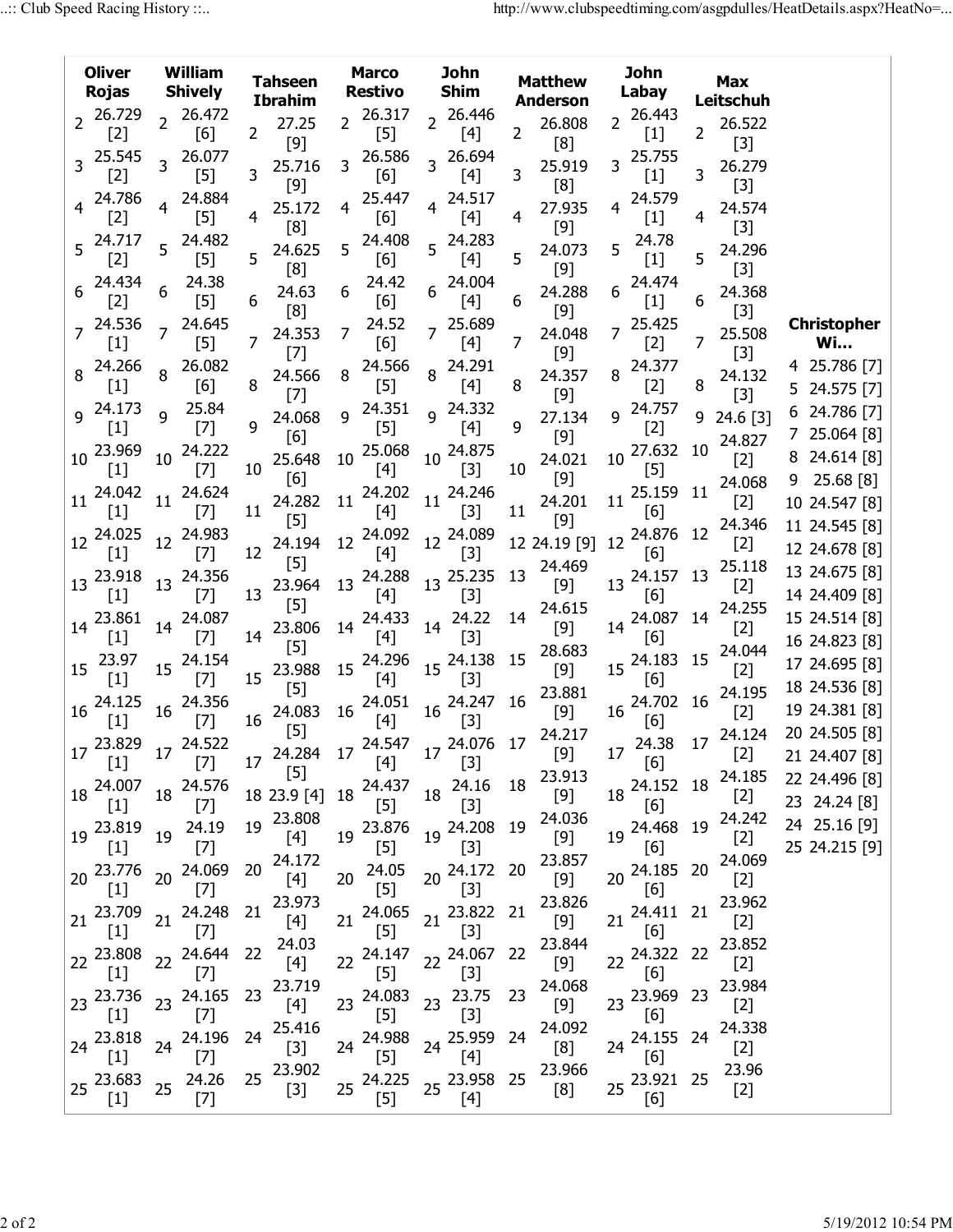| Oliver Rojas | William Shively | Tahseen Ibrahim | Marco Restivo | John Shim | Matthew Anderson | John Labay | Max Leitschuh | Christopher Wi... |
|---|---|---|---|---|---|---|---|---|
| 2 26.729 [2] | 2 26.472 [6] | 2 27.25 [9] | 2 26.317 [5] | 2 26.446 [4] | 2 26.808 [8] | 2 26.443 [1] | 2 26.522 [3] | |
| 3 25.545 [2] | 3 26.077 [5] | 3 25.716 [9] | 3 26.586 [6] | 3 26.694 [4] | 3 25.919 [8] | 3 25.755 [1] | 3 26.279 [3] | |
| 4 24.786 [2] | 4 24.884 [5] | 4 25.172 [8] | 4 25.447 [6] | 4 24.517 [4] | 4 27.935 [9] | 4 24.579 [1] | 4 24.574 [3] | 4 25.786 [7] |
| 5 24.717 [2] | 5 24.482 [5] | 5 24.625 [8] | 5 24.408 [6] | 5 24.283 [4] | 5 24.073 [9] | 5 24.78 [1] | 5 24.296 [3] | 5 24.575 [7] |
| 6 24.434 [2] | 6 24.38 [5] | 6 24.63 [8] | 6 24.42 [6] | 6 24.004 [4] | 6 24.288 [9] | 6 24.474 [1] | 6 24.368 [3] | 6 24.786 [7] |
| 7 24.536 [1] | 7 24.645 [5] | 7 24.353 [7] | 7 24.52 [6] | 7 25.689 [4] | 7 24.048 [9] | 7 25.425 [2] | 7 25.508 [3] | 7 25.064 [8] |
| 8 24.266 [1] | 8 26.082 [6] | 8 24.566 [7] | 8 24.566 [5] | 8 24.291 [4] | 8 24.357 [9] | 8 24.377 [2] | 8 24.132 [3] | 8 24.614 [8] |
| 9 24.173 [1] | 9 25.84 [7] | 9 24.068 [6] | 9 24.351 [5] | 9 24.332 [4] | 9 27.134 [9] | 9 24.757 [2] | 9 24.6 [3] | 9 25.68 [8] |
| 10 23.969 [1] | 10 24.222 [7] | 10 25.648 [6] | 10 25.068 [4] | 10 24.875 [3] | 10 24.021 [9] | 10 27.632 [5] | 10 24.827 [2] | 10 24.547 [8] |
| 11 24.042 [1] | 11 24.624 [7] | 11 24.282 [5] | 11 24.202 [4] | 11 24.246 [3] | 11 24.201 [9] | 11 25.159 [6] | 11 24.068 [2] | 11 24.545 [8] |
| 12 24.025 [1] | 12 24.983 [7] | 12 24.194 [5] | 12 24.092 [4] | 12 24.089 [3] | 12 24.19 [9] | 12 24.876 [6] | 12 24.346 [2] | 12 24.678 [8] |
| 13 23.918 [1] | 13 24.356 [7] | 13 23.964 [5] | 13 24.288 [4] | 13 25.235 [3] | 13 24.469 [9] | 13 24.157 [6] | 13 25.118 [2] | 13 24.675 [8] |
| 14 23.861 [1] | 14 24.087 [7] | 14 23.806 [5] | 14 24.433 [4] | 14 24.22 [3] | 14 24.615 [9] | 14 24.087 [6] | 14 24.255 [2] | 14 24.409 [8] |
| 15 23.97 [1] | 15 24.154 [7] | 15 23.988 [5] | 15 24.296 [4] | 15 24.138 [3] | 15 28.683 [9] | 15 24.183 [6] | 15 24.044 [2] | 15 24.514 [8] |
| 16 24.125 [1] | 16 24.356 [7] | 16 24.083 [5] | 16 24.051 [4] | 16 24.247 [3] | 16 23.881 [9] | 16 24.702 [6] | 16 24.195 [2] | 16 24.823 [8] |
| 17 23.829 [1] | 17 24.522 [7] | 17 24.284 [5] | 17 24.547 [4] | 17 24.076 [3] | 17 24.217 [9] | 17 24.38 [6] | 17 24.124 [2] | 17 24.695 [8] |
| 18 24.007 [1] | 18 24.576 [7] | 18 23.9 [4] | 18 24.437 [5] | 18 24.16 [3] | 18 23.913 [9] | 18 24.152 [6] | 18 24.185 [2] | 18 24.536 [8] |
| 19 23.819 [1] | 19 24.19 [7] | 19 23.808 [4] | 19 23.876 [5] | 19 24.208 [3] | 19 24.036 [9] | 19 24.468 [6] | 19 24.242 [2] | 19 24.381 [8] |
| 20 23.776 [1] | 20 24.069 [7] | 20 24.172 [4] | 20 24.05 [5] | 20 24.172 [3] | 20 23.857 [9] | 20 24.185 [6] | 20 24.069 [2] | 20 24.505 [8] |
| 21 23.709 [1] | 21 24.248 [7] | 21 23.973 [4] | 21 24.065 [5] | 21 23.822 [3] | 21 23.826 [9] | 21 24.411 [6] | 21 23.962 [2] | 21 24.407 [8] |
| 22 23.808 [1] | 22 24.644 [7] | 22 24.03 [4] | 22 24.147 [5] | 22 24.067 [3] | 22 23.844 [9] | 22 24.322 [6] | 22 23.852 [2] | 22 24.496 [8] |
| 23 23.736 [1] | 23 24.165 [7] | 23 23.719 [4] | 23 24.083 [5] | 23 23.75 [3] | 23 24.068 [9] | 23 23.969 [6] | 23 23.984 [2] | 23 24.24 [8] |
| 24 23.818 [1] | 24 24.196 [7] | 24 25.416 [3] | 24 24.988 [5] | 24 25.959 [4] | 24 24.092 [8] | 24 24.155 [6] | 24 24.338 [2] | 24 25.16 [9] |
| 25 23.683 [1] | 25 24.26 [7] | 25 23.902 [3] | 25 24.225 [5] | 25 23.958 [4] | 25 23.966 [8] | 25 23.921 [6] | 25 23.96 [2] | 25 24.215 [9] |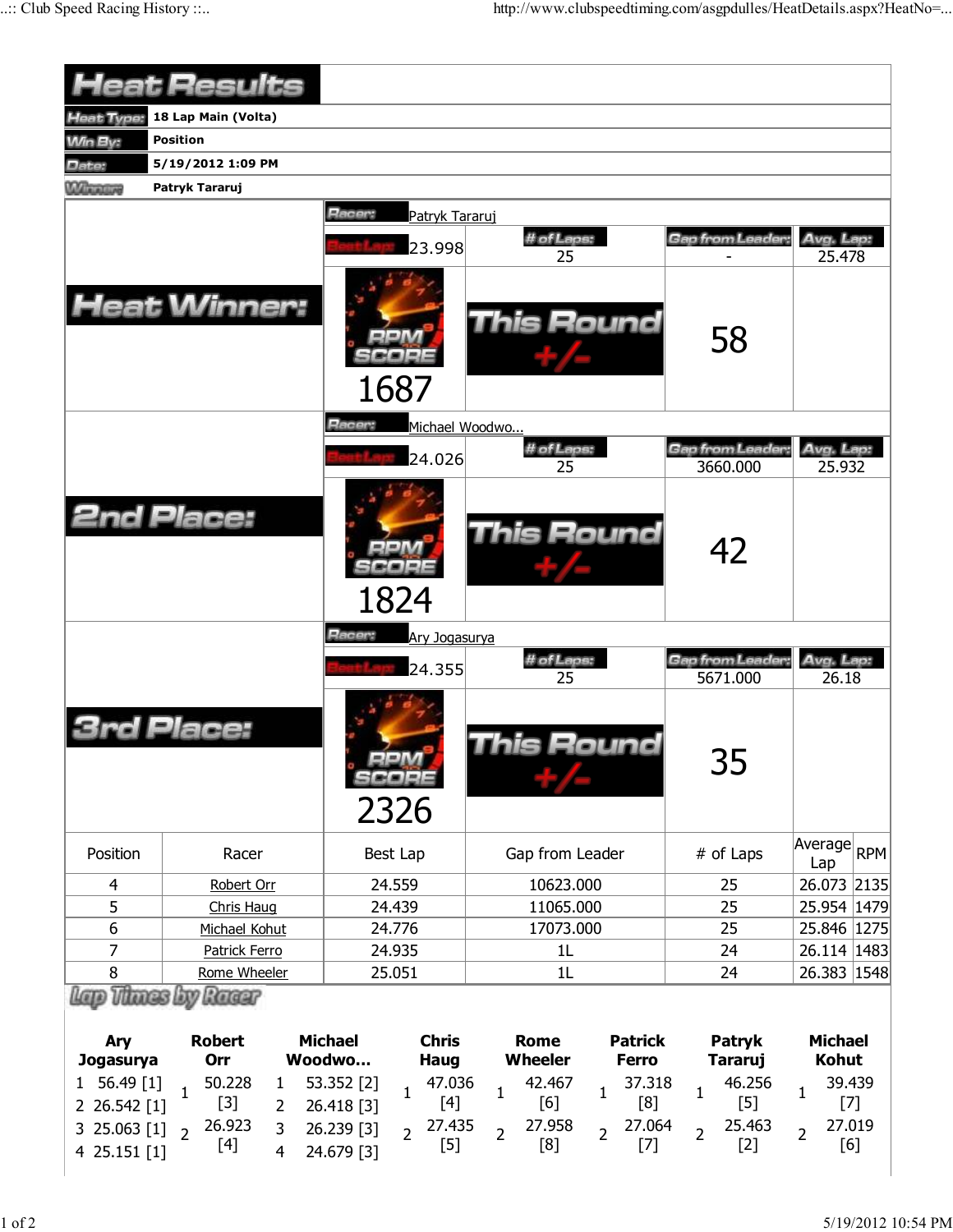# Heat Results

| | |
|---|---|
| **Heat Type:** | 18 Lap Main (Volta) |
| **Win By:** | Position |
| **Date:** | 5/19/2012 1:09 PM |
| **Winner:** | Patryk Tararuj |

## Heat Winner:

**Racer:** Patryk Tararuj

| Best Lap | # of Laps | Gap from Leader | Avg. Lap |
|---|---|---|---|
| 23.998 | 25 | - | 25.478 |

RPM SCORE: 1687

This Round +/-: 58

## 2nd Place:

**Racer:** Michael Woodwo...

| Best Lap | # of Laps | Gap from Leader | Avg. Lap |
|---|---|---|---|
| 24.026 | 25 | 3660.000 | 25.932 |

RPM SCORE: 1824

This Round +/-: 42

## 3rd Place:

**Racer:** Ary Jogasurya

| Best Lap | # of Laps | Gap from Leader | Avg. Lap |
|---|---|---|---|
| 24.355 | 25 | 5671.000 | 26.18 |

RPM SCORE: 2326

This Round +/-: 35

| Position | Racer | Best Lap | Gap from Leader | # of Laps | Average Lap | RPM |
|---|---|---|---|---|---|---|
| 4 | Robert Orr | 24.559 | 10623.000 | 25 | 26.073 | 2135 |
| 5 | Chris Haug | 24.439 | 11065.000 | 25 | 25.954 | 1479 |
| 6 | Michael Kohut | 24.776 | 17073.000 | 25 | 25.846 | 1275 |
| 7 | Patrick Ferro | 24.935 | 1L | 24 | 26.114 | 1483 |
| 8 | Rome Wheeler | 25.051 | 1L | 24 | 26.383 | 1548 |

## Lap Times by Racer

| Lap | Ary Jogasurya | Robert Orr | Michael Woodwo... | Chris Haug | Rome Wheeler | Patrick Ferro | Patryk Tararuj | Michael Kohut |
|---|---|---|---|---|---|---|---|---|
| 1 | 56.49 [1] | 50.228 [3] | 53.352 [2] | 47.036 [4] | 42.467 [6] | 37.318 [8] | 46.256 [5] | 39.439 [7] |
| 2 | 26.542 [1] | 26.923 [4] | 26.418 [3] | 27.435 [5] | 27.958 [8] | 27.064 [7] | 25.463 [2] | 27.019 [6] |
| 3 | 25.063 [1] | | 26.239 [3] | | | | | |
| 4 | 25.151 [1] | | 24.679 [3] | | | | | |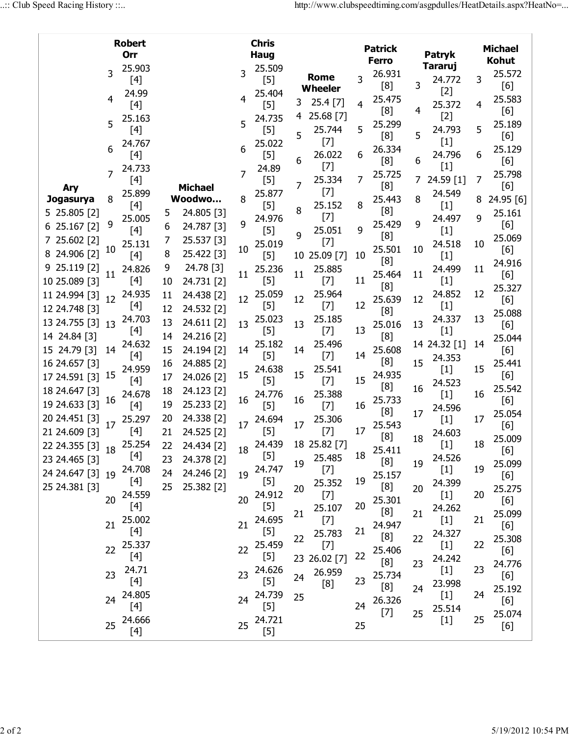| Lap | Ary Jogasurya | Robert Orr | Michael Woodwo… | Chris Haug | Rome Wheeler | Patrick Ferro | Patryk Tararuj | Michael Kohut |
|---|---|---|---|---|---|---|---|---|
| 3 | | 25.903 [4] | | 25.509 [5] | 25.4 [7] | 26.931 [8] | 24.772 [2] | 25.572 [6] |
| 4 | | 24.99 [4] | | 25.404 [5] | 25.68 [7] | 25.475 [8] | 25.372 [2] | 25.583 [6] |
| 5 | 25.805 [2] | 25.163 [4] | 24.805 [3] | 24.735 [5] | 25.744 [7] | 25.299 [8] | 24.793 [1] | 25.189 [6] |
| 6 | 25.167 [2] | 24.767 [4] | 24.787 [3] | 25.022 [5] | 26.022 [7] | 26.334 [8] | 24.796 [1] | 25.129 [6] |
| 7 | 25.602 [2] | 24.733 [4] | 25.537 [3] | 24.89 [5] | 25.334 [7] | 25.725 [8] | 24.59 [1] | 25.798 [6] |
| 8 | 24.906 [2] | 25.899 [4] | 25.422 [3] | 25.877 [5] | 25.152 [7] | 25.443 [8] | 24.549 [1] | 24.95 [6] |
| 9 | 25.119 [2] | 25.005 [4] | 24.78 [3] | 24.976 [5] | 25.051 [7] | 25.429 [8] | 24.497 [1] | 25.161 [6] |
| 10 | 25.089 [3] | 25.131 [4] | 24.731 [2] | 25.019 [5] | 25.09 [7] | 25.501 [8] | 24.518 [1] | 25.069 [6] |
| 11 | 24.994 [3] | 24.826 [4] | 24.438 [2] | 25.236 [5] | 25.885 [7] | 25.464 [8] | 24.499 [1] | 24.916 [6] |
| 12 | 24.748 [3] | 24.935 [4] | 24.532 [2] | 25.059 [5] | 25.964 [7] | 25.639 [8] | 24.852 [1] | 25.327 [6] |
| 13 | 24.755 [3] | 24.703 [4] | 24.611 [2] | 25.023 [5] | 25.185 [7] | 25.016 [8] | 24.337 [1] | 25.088 [6] |
| 14 | 24.84 [3] | 24.632 [4] | 24.216 [2] | 25.182 [5] | 25.496 [7] | 25.608 [8] | 24.32 [1] | 25.044 [6] |
| 15 | 24.79 [3] | 24.959 [4] | 24.194 [2] | 24.638 [5] | 25.541 [7] | 24.935 [8] | 24.353 [1] | 25.441 [6] |
| 16 | 24.657 [3] | 24.678 [4] | 24.885 [2] | 24.776 [5] | 25.388 [7] | 25.733 [8] | 24.523 [1] | 25.542 [6] |
| 17 | 24.591 [3] | 25.297 [4] | 24.026 [2] | 24.694 [5] | 25.306 [7] | 25.543 [8] | 24.596 [1] | 25.054 [6] |
| 18 | 24.647 [3] | 25.254 [4] | 24.123 [2] | 24.439 [5] | 25.82 [7] | 25.411 [8] | 24.603 [1] | 25.009 [6] |
| 19 | 24.633 [3] | 24.708 [4] | 25.233 [2] | 24.747 [5] | 25.485 [7] | 25.157 [8] | 24.526 [1] | 25.099 [6] |
| 20 | 24.451 [3] | 24.559 [4] | 24.338 [2] | 24.912 [5] | 25.352 [7] | 25.301 [8] | 24.399 [1] | 25.275 [6] |
| 21 | 24.609 [3] | 25.002 [4] | 24.525 [2] | 24.695 [5] | 25.107 [7] | 24.947 [8] | 24.262 [1] | 25.099 [6] |
| 22 | 24.355 [3] | 25.337 [4] | 24.434 [2] | 25.459 [5] | 25.783 [7] | 25.406 [8] | 24.327 [1] | 25.308 [6] |
| 23 | 24.465 [3] | 24.71 [4] | 24.378 [2] | 24.626 [5] | 26.02 [7] | 25.734 [8] | 24.242 [1] | 24.776 [6] |
| 24 | 24.647 [3] | 24.805 [4] | 24.246 [2] | 24.739 [5] | 26.959 [8] | 26.326 [7] | 23.998 [1] | 25.192 [6] |
| 25 | 24.381 [3] | 24.666 [4] | 25.382 [2] | 24.721 [5] | | | 25.514 [1] | 25.074 [6] |